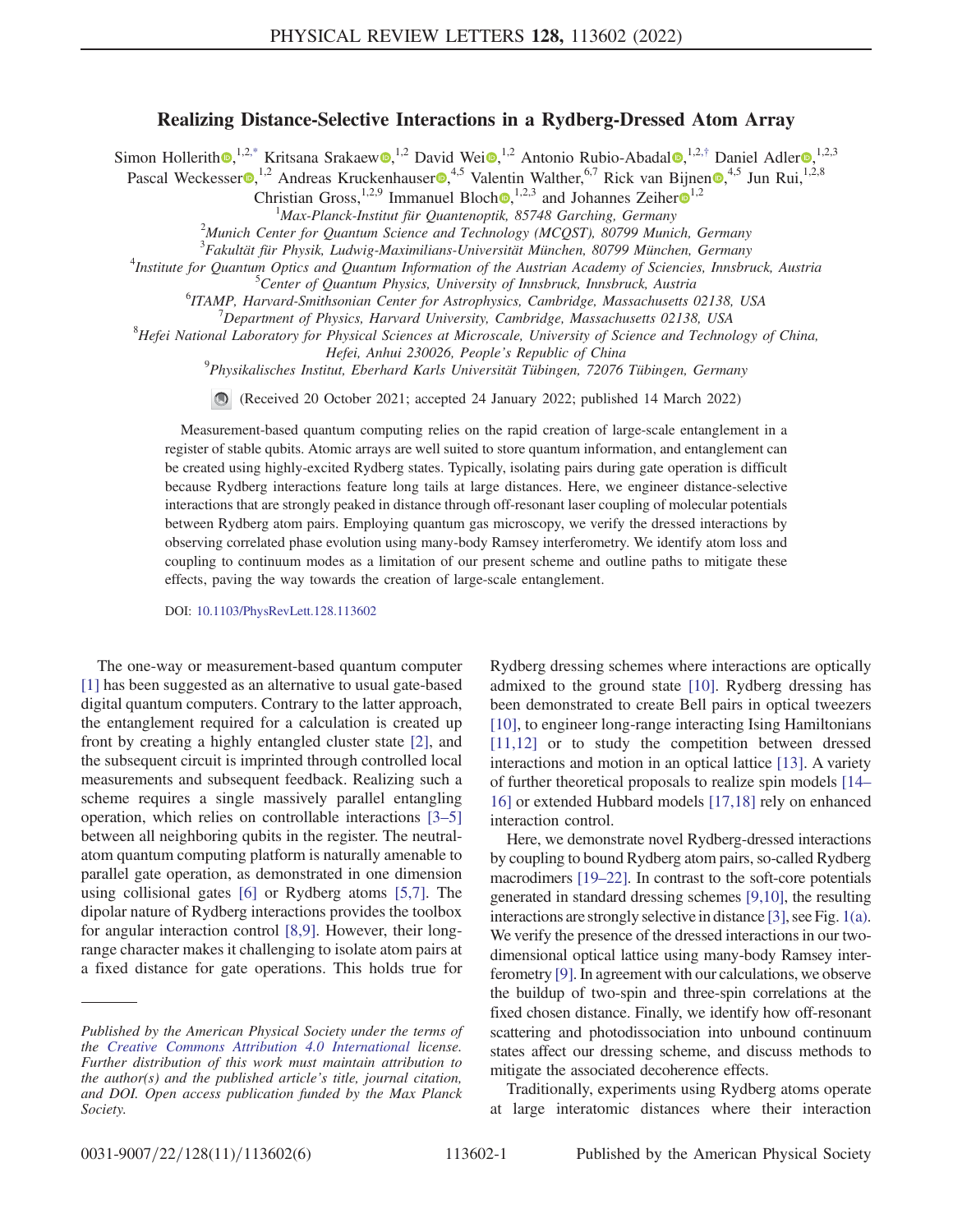# Realizing Distance-Selective Interactions in a Rydberg-Dressed Atom Array

Simon Hollerith,[1,2,*] Kritsana Srakaew,[1,2] David Wei,[1,2] Antonio Rubio-Abadal,[1,2,†] Daniel Adler,[1,2,3] Pascal Weckesser,[1,2] Andreas Kruckenhauser,[4,5] Valentin Walther,[6,7] Rick van Bijnen,[4,5] Jun Rui,[1,2,8] Christian Gross,[1,2,9] Immanuel Bloch,[1,2,3] and Johannes Zeiher[1,2]

[1]*Max-Planck-Institut für Quantenoptik, 85748 Garching, Germany*
[2]*Munich Center for Quantum Science and Technology (MCQST), 80799 Munich, Germany*
[3]*Fakultät für Physik, Ludwig-Maximilians-Universität München, 80799 München, Germany*
[4]*Institute for Quantum Optics and Quantum Information of the Austrian Academy of Sciencies, Innsbruck, Austria*
[5]*Center of Quantum Physics, University of Innsbruck, Innsbruck, Austria*
[6]*ITAMP, Harvard-Smithsonian Center for Astrophysics, Cambridge, Massachusetts 02138, USA*
[7]*Department of Physics, Harvard University, Cambridge, Massachusetts 02138, USA*
[8]*Hefei National Laboratory for Physical Sciences at Microscale, University of Science and Technology of China, Hefei, Anhui 230026, People's Republic of China*
[9]*Physikalisches Institut, Eberhard Karls Universität Tübingen, 72076 Tübingen, Germany*

(Received 20 October 2021; accepted 24 January 2022; published 14 March 2022)

Measurement-based quantum computing relies on the rapid creation of large-scale entanglement in a register of stable qubits. Atomic arrays are well suited to store quantum information, and entanglement can be created using highly-excited Rydberg states. Typically, isolating pairs during gate operation is difficult because Rydberg interactions feature long tails at large distances. Here, we engineer distance-selective interactions that are strongly peaked in distance through off-resonant laser coupling of molecular potentials between Rydberg atom pairs. Employing quantum gas microscopy, we verify the dressed interactions by observing correlated phase evolution using many-body Ramsey interferometry. We identify atom loss and coupling to continuum modes as a limitation of our present scheme and outline paths to mitigate these effects, paving the way towards the creation of large-scale entanglement.

DOI: 10.1103/PhysRevLett.128.113602

The one-way or measurement-based quantum computer [1] has been suggested as an alternative to usual gate-based digital quantum computers. Contrary to the latter approach, the entanglement required for a calculation is created up front by creating a highly entangled cluster state [2], and the subsequent circuit is imprinted through controlled local measurements and subsequent feedback. Realizing such a scheme requires a single massively parallel entangling operation, which relies on controllable interactions [3–5] between all neighboring qubits in the register. The neutral-atom quantum computing platform is naturally amenable to parallel gate operation, as demonstrated in one dimension using collisional gates [6] or Rydberg atoms [5,7]. The dipolar nature of Rydberg interactions provides the toolbox for angular interaction control [8,9]. However, their long-range character makes it challenging to isolate atom pairs at a fixed distance for gate operations. This holds true for Rydberg dressing schemes where interactions are optically admixed to the ground state [10]. Rydberg dressing has been demonstrated to create Bell pairs in optical tweezers [10], to engineer long-range interacting Ising Hamiltonians [11,12] or to study the competition between dressed interactions and motion in an optical lattice [13]. A variety of further theoretical proposals to realize spin models [14–16] or extended Hubbard models [17,18] rely on enhanced interaction control.

Here, we demonstrate novel Rydberg-dressed interactions by coupling to bound Rydberg atom pairs, so-called Rydberg macrodimers [19–22]. In contrast to the soft-core potentials generated in standard dressing schemes [9,10], the resulting interactions are strongly selective in distance [3], see Fig. 1(a). We verify the presence of the dressed interactions in our two-dimensional optical lattice using many-body Ramsey interferometry [9]. In agreement with our calculations, we observe the buildup of two-spin and three-spin correlations at the fixed chosen distance. Finally, we identify how off-resonant scattering and photodissociation into unbound continuum states affect our dressing scheme, and discuss methods to mitigate the associated decoherence effects.

Traditionally, experiments using Rydberg atoms operate at large interatomic distances where their interaction

---

*Published by the American Physical Society under the terms of the Creative Commons Attribution 4.0 International license. Further distribution of this work must maintain attribution to the author(s) and the published article's title, journal citation, and DOI. Open access publication funded by the Max Planck Society.*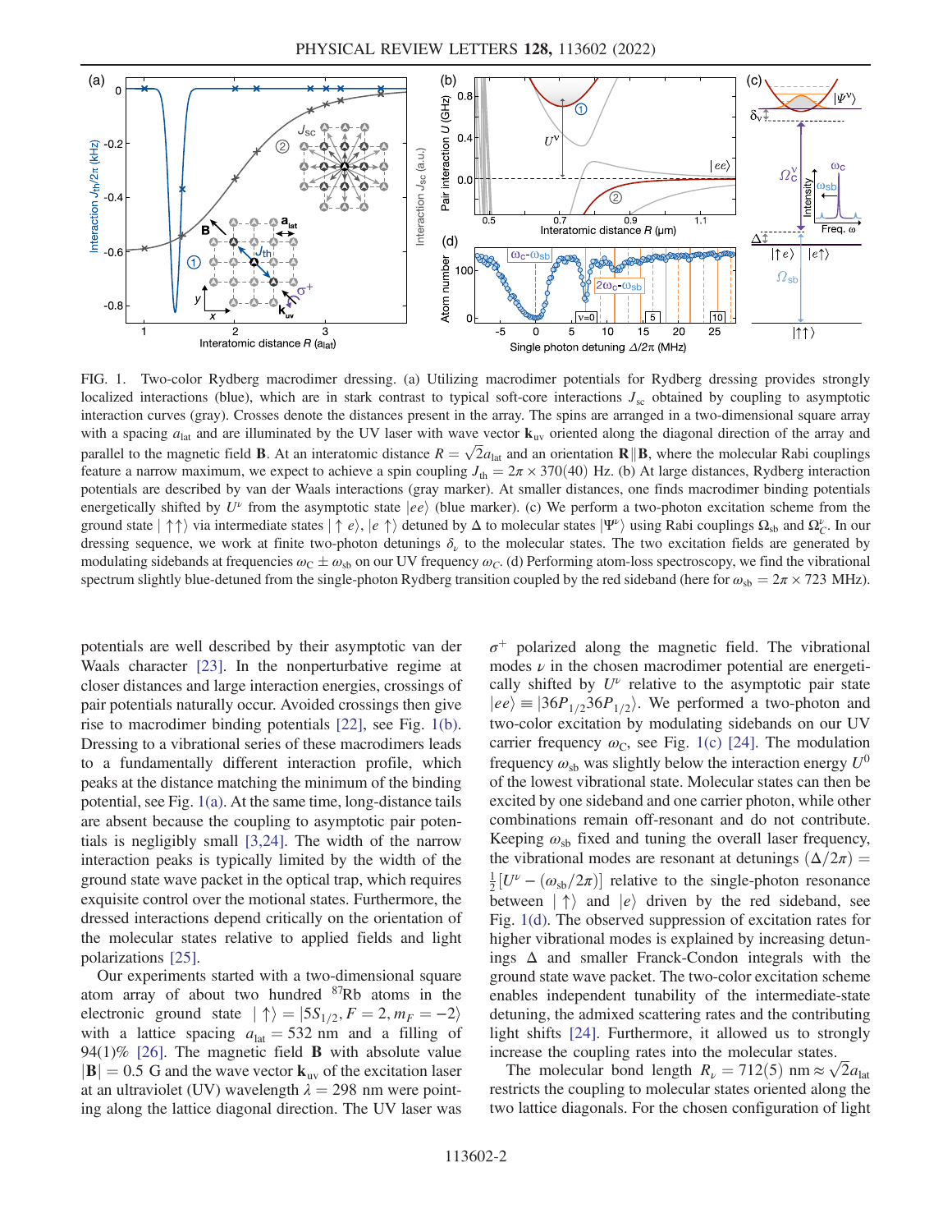FIG. 1. Two-color Rydberg macrodimer dressing. (a) Utilizing macrodimer potentials for Rydberg dressing provides strongly localized interactions (blue), which are in stark contrast to typical soft-core interactions $J_{\mathrm{sc}}$ obtained by coupling to asymptotic interaction curves (gray). Crosses denote the distances present in the array. The spins are arranged in a two-dimensional square array with a spacing $a_{\mathrm{lat}}$ and are illuminated by the UV laser with wave vector $\mathbf{k}_{\mathrm{uv}}$ oriented along the diagonal direction of the array and parallel to the magnetic field $\mathbf{B}$. At an interatomic distance $R = \sqrt{2}a_{\mathrm{lat}}$ and an orientation $\mathbf{R}\| \mathbf{B}$, where the molecular Rabi couplings feature a narrow maximum, we expect to achieve a spin coupling $J_{\mathrm{th}} = 2\pi \times 370(40)$ Hz. (b) At large distances, Rydberg interaction potentials are described by van der Waals interactions (gray marker). At smaller distances, one finds macrodimer binding potentials energetically shifted by $U^{\nu}$ from the asymptotic state $|ee\rangle$ (blue marker). (c) We perform a two-photon excitation scheme from the ground state $|\uparrow\uparrow\rangle$ via intermediate states $|\uparrow e\rangle, |e\uparrow\rangle$ detuned by $\Delta$ to molecular states $|\Psi^{\nu}\rangle$ using Rabi couplings $\Omega_{\mathrm{sb}}$ and $\Omega_C^{\nu}$. In our dressing sequence, we work at finite two-photon detunings $\delta_{\nu}$ to the molecular states. The two excitation fields are generated by modulating sidebands at frequencies $\omega_C \pm \omega_{\mathrm{sb}}$ on our UV frequency $\omega_C$. (d) Performing atom-loss spectroscopy, we find the vibrational spectrum slightly blue-detuned from the single-photon Rydberg transition coupled by the red sideband (here for $\omega_{\mathrm{sb}} = 2\pi \times 723$ MHz).

potentials are well described by their asymptotic van der Waals character [23]. In the nonperturbative regime at closer distances and large interaction energies, crossings of pair potentials naturally occur. Avoided crossings then give rise to macrodimer binding potentials [22], see Fig. 1(b). Dressing to a vibrational series of these macrodimers leads to a fundamentally different interaction profile, which peaks at the distance matching the minimum of the binding potential, see Fig. 1(a). At the same time, long-distance tails are absent because the coupling to asymptotic pair potentials is negligibly small [3,24]. The width of the narrow interaction peaks is typically limited by the width of the ground state wave packet in the optical trap, which requires exquisite control over the motional states. Furthermore, the dressed interactions depend critically on the orientation of the molecular states relative to applied fields and light polarizations [25].

Our experiments started with a two-dimensional square atom array of about two hundred $^{87}$Rb atoms in the electronic ground state $|\uparrow\rangle = |5S_{1/2}, F = 2, m_F = -2\rangle$ with a lattice spacing $a_{\mathrm{lat}} = 532$ nm and a filling of 94(1)% [26]. The magnetic field $\mathbf{B}$ with absolute value $|\mathbf{B}| = 0.5$ G and the wave vector $\mathbf{k}_{\mathrm{uv}}$ of the excitation laser at an ultraviolet (UV) wavelength $\lambda = 298$ nm were pointing along the lattice diagonal direction. The UV laser was $\sigma^+$ polarized along the magnetic field. The vibrational modes $\nu$ in the chosen macrodimer potential are energetically shifted by $U^{\nu}$ relative to the asymptotic pair state $|ee\rangle \equiv |36P_{1/2}36P_{1/2}\rangle$. We performed a two-photon and two-color excitation by modulating sidebands on our UV carrier frequency $\omega_C$, see Fig. 1(c) [24]. The modulation frequency $\omega_{\mathrm{sb}}$ was slightly below the interaction energy $U^0$ of the lowest vibrational state. Molecular states can then be excited by one sideband and one carrier photon, while other combinations remain off-resonant and do not contribute. Keeping $\omega_{\mathrm{sb}}$ fixed and tuning the overall laser frequency, the vibrational modes are resonant at detunings $(\Delta/2\pi) = \frac{1}{2}[U^{\nu} - (\omega_{\mathrm{sb}}/2\pi)]$ relative to the single-photon resonance between $|\uparrow\rangle$ and $|e\rangle$ driven by the red sideband, see Fig. 1(d). The observed suppression of excitation rates for higher vibrational modes is explained by increasing detunings $\Delta$ and smaller Franck-Condon integrals with the ground state wave packet. The two-color excitation scheme enables independent tunability of the intermediate-state detuning, the admixed scattering rates and the contributing light shifts [24]. Furthermore, it allowed us to strongly increase the coupling rates into the molecular states.

The molecular bond length $R_{\nu} = 712(5)$ nm $\approx \sqrt{2}a_{\mathrm{lat}}$ restricts the coupling to molecular states oriented along the two lattice diagonals. For the chosen configuration of light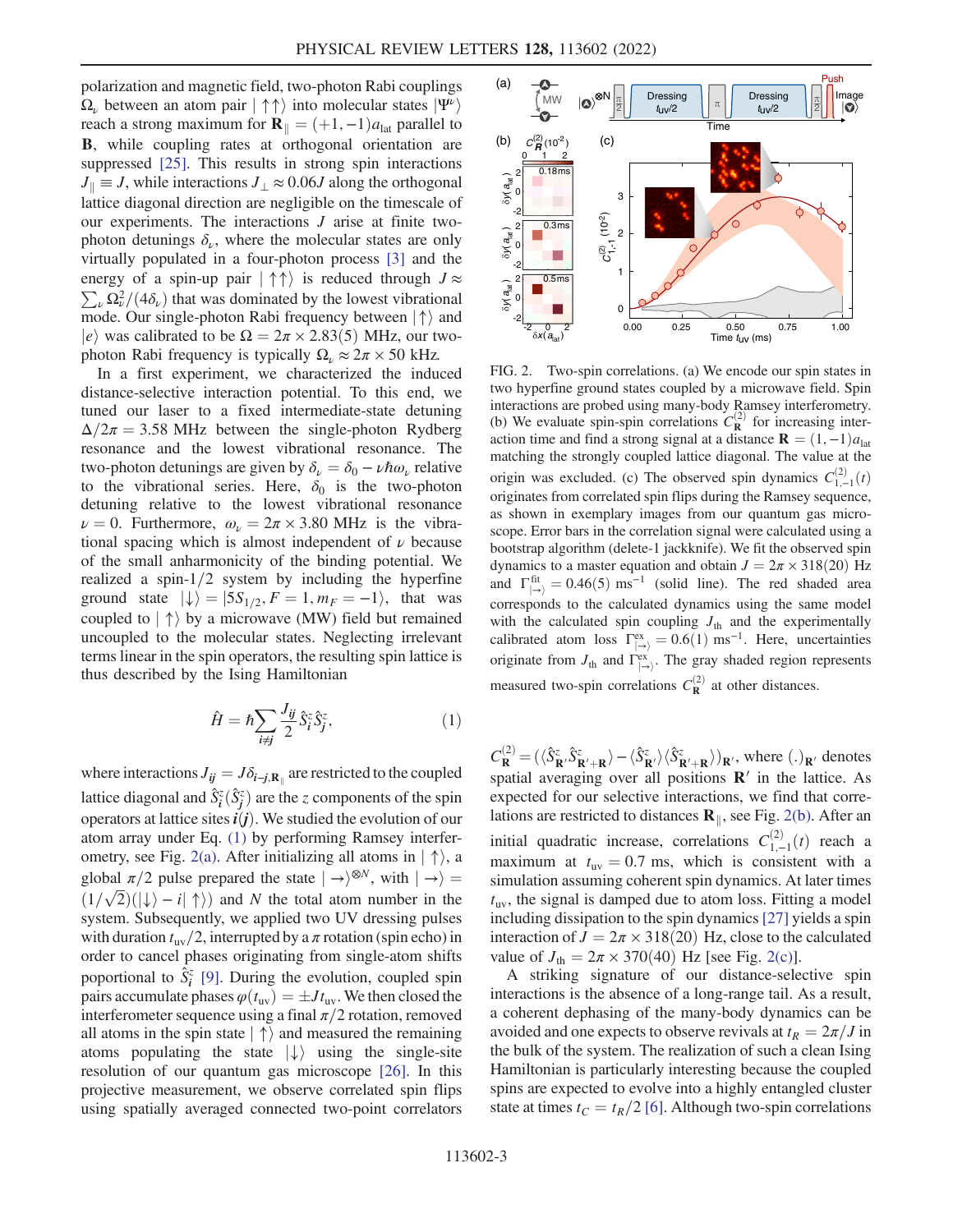polarization and magnetic field, two-photon Rabi couplings $\Omega_\nu$ between an atom pair $|\uparrow\uparrow\rangle$ into molecular states $|\Psi^\nu\rangle$ reach a strong maximum for $\mathbf{R}_\parallel = (+1,-1)a_{\text{lat}}$ parallel to $\mathbf{B}$, while coupling rates at orthogonal orientation are suppressed [25]. This results in strong spin interactions $J_\parallel \equiv J$, while interactions $J_\perp \approx 0.06J$ along the orthogonal lattice diagonal direction are negligible on the timescale of our experiments. The interactions $J$ arise at finite two-photon detunings $\delta_\nu$, where the molecular states are only virtually populated in a four-photon process [3] and the energy of a spin-up pair $|\uparrow\uparrow\rangle$ is reduced through $J \approx \sum_\nu \Omega_\nu^2/(4\delta_\nu)$ that was dominated by the lowest vibrational mode. Our single-photon Rabi frequency between $|\uparrow\rangle$ and $|e\rangle$ was calibrated to be $\Omega = 2\pi \times 2.83(5)$ MHz, our two-photon Rabi frequency is typically $\Omega_\nu \approx 2\pi \times 50$ kHz.

In a first experiment, we characterized the induced distance-selective interaction potential. To this end, we tuned our laser to a fixed intermediate-state detuning $\Delta/2\pi = 3.58$ MHz between the single-photon Rydberg resonance and the lowest vibrational resonance. The two-photon detunings are given by $\delta_\nu = \delta_0 - \nu\hbar\omega_\nu$ relative to the vibrational series. Here, $\delta_0$ is the two-photon detuning relative to the lowest vibrational resonance $\nu = 0$. Furthermore, $\omega_\nu = 2\pi \times 3.80$ MHz is the vibrational spacing which is almost independent of $\nu$ because of the small anharmonicity of the binding potential. We realized a spin-1/2 system by including the hyperfine ground state $|\downarrow\rangle = |5S_{1/2}, F=1, m_F=-1\rangle$, that was coupled to $|\uparrow\rangle$ by a microwave (MW) field but remained uncoupled to the molecular states. Neglecting irrelevant terms linear in the spin operators, the resulting spin lattice is thus described by the Ising Hamiltonian

$$\hat{H} = \hbar \sum_{i\neq j} \frac{J_{ij}}{2} \hat{S}_i^z \hat{S}_j^z, \tag{1}$$

where interactions $J_{ij} = J\delta_{i-j,\mathbf{R}_\parallel}$ are restricted to the coupled lattice diagonal and $\hat{S}_i^z (\hat{S}_j^z)$ are the $z$ components of the spin operators at lattice sites $\boldsymbol{i}(\boldsymbol{j})$. We studied the evolution of our atom array under Eq. (1) by performing Ramsey interferometry, see Fig. 2(a). After initializing all atoms in $|\uparrow\rangle$, a global $\pi/2$ pulse prepared the state $|\rightarrow\rangle^{\otimes N}$, with $|\rightarrow\rangle = (1/\sqrt{2})(|\downarrow\rangle - i|\uparrow\rangle)$ and $N$ the total atom number in the system. Subsequently, we applied two UV dressing pulses with duration $t_{\text{uv}}/2$, interrupted by a $\pi$ rotation (spin echo) in order to cancel phases originating from single-atom shifts porportional to $\hat{S}_i^z$ [9]. During the evolution, coupled spin pairs accumulate phases $\varphi(t_{\text{uv}}) = \pm J t_{\text{uv}}$. We then closed the interferometer sequence using a final $\pi/2$ rotation, removed all atoms in the spin state $|\uparrow\rangle$ and measured the remaining atoms populating the state $|\downarrow\rangle$ using the single-site resolution of our quantum gas microscope [26]. In this projective measurement, we observe correlated spin flips using spatially averaged connected two-point correlators

FIG. 2. Two-spin correlations. (a) We encode our spin states in two hyperfine ground states coupled by a microwave field. Spin interactions are probed using many-body Ramsey interferometry. (b) We evaluate spin-spin correlations $C_{\mathbf{R}}^{(2)}$ for increasing interaction time and find a strong signal at a distance $\mathbf{R} = (1,-1)a_{\text{lat}}$ matching the strongly coupled lattice diagonal. The value at the origin was excluded. (c) The observed spin dynamics $C_{1,-1}^{(2)}(t)$ originates from correlated spin flips during the Ramsey sequence, as shown in exemplary images from our quantum gas microscope. Error bars in the correlation signal were calculated using a bootstrap algorithm (delete-1 jackknife). We fit the observed spin dynamics to a master equation and obtain $J = 2\pi \times 318(20)$ Hz and $\Gamma_{|\rightarrow\rangle}^{\text{fit}} = 0.46(5)\ \text{ms}^{-1}$ (solid line). The red shaded area corresponds to the calculated dynamics using the same model with the calculated spin coupling $J_{\text{th}}$ and the experimentally calibrated atom loss $\Gamma_{|\rightarrow\rangle}^{\text{ex}} = 0.6(1)\ \text{ms}^{-1}$. Here, uncertainties originate from $J_{\text{th}}$ and $\Gamma_{|\rightarrow\rangle}^{\text{ex}}$. The gray shaded region represents measured two-spin correlations $C_{\mathbf{R}}^{(2)}$ at other distances.

$C_{\mathbf{R}}^{(2)} = (\langle \hat{S}_{\mathbf{R}'}^z \hat{S}_{\mathbf{R}'+\mathbf{R}}^z \rangle - \langle \hat{S}_{\mathbf{R}'}^z \rangle \langle \hat{S}_{\mathbf{R}'+\mathbf{R}}^z \rangle)_{\mathbf{R}'}$, where $(.)_{\mathbf{R}'}$ denotes spatial averaging over all positions $\mathbf{R}'$ in the lattice. As expected for our selective interactions, we find that correlations are restricted to distances $\mathbf{R}_\parallel$, see Fig. 2(b). After an initial quadratic increase, correlations $C_{1,-1}^{(2)}(t)$ reach a maximum at $t_{\text{uv}} = 0.7$ ms, which is consistent with a simulation assuming coherent spin dynamics. At later times $t_{\text{uv}}$, the signal is damped due to atom loss. Fitting a model including dissipation to the spin dynamics [27] yields a spin interaction of $J = 2\pi \times 318(20)$ Hz, close to the calculated value of $J_{\text{th}} = 2\pi \times 370(40)$ Hz [see Fig. 2(c)].

A striking signature of our distance-selective spin interactions is the absence of a long-range tail. As a result, a coherent dephasing of the many-body dynamics can be avoided and one expects to observe revivals at $t_R = 2\pi/J$ in the bulk of the system. The realization of such a clean Ising Hamiltonian is particularly interesting because the coupled spins are expected to evolve into a highly entangled cluster state at times $t_C = t_R/2$ [6]. Although two-spin correlations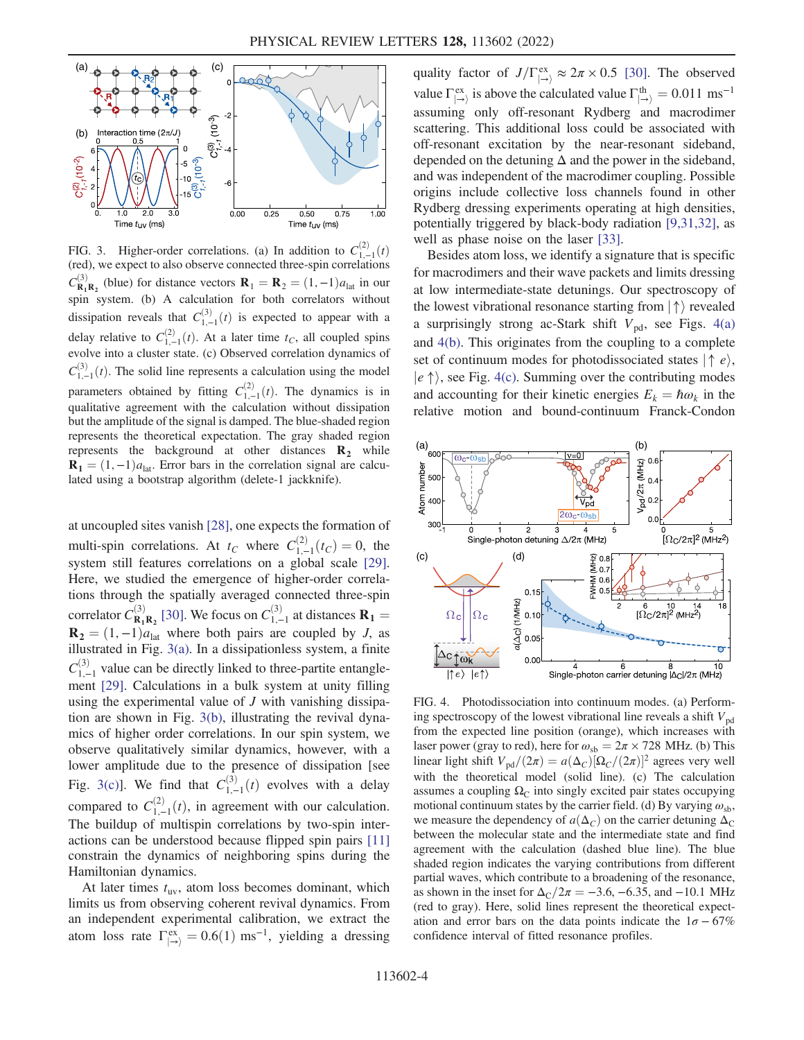FIG. 3. Higher-order correlations. (a) In addition to $C^{(2)}_{1,-1}(t)$ (red), we expect to also observe connected three-spin correlations $C^{(3)}_{\mathbf{R}_1\mathbf{R}_2}$ (blue) for distance vectors $\mathbf{R}_1 = \mathbf{R}_2 = (1,-1)a_{\mathrm{lat}}$ in our spin system. (b) A calculation for both correlators without dissipation reveals that $C^{(3)}_{1,-1}(t)$ is expected to appear with a delay relative to $C^{(2)}_{1,-1}(t)$. At a later time $t_C$, all coupled spins evolve into a cluster state. (c) Observed correlation dynamics of $C^{(3)}_{1,-1}(t)$. The solid line represents a calculation using the model parameters obtained by fitting $C^{(2)}_{1,-1}(t)$. The dynamics is in qualitative agreement with the calculation without dissipation but the amplitude of the signal is damped. The blue-shaded region represents the theoretical expectation. The gray shaded region represents the background at other distances $\mathbf{R}_2$ while $\mathbf{R}_1 = (1,-1)a_{\mathrm{lat}}$. Error bars in the correlation signal are calculated using a bootstrap algorithm (delete-1 jackknife).

at uncoupled sites vanish [28], one expects the formation of multi-spin correlations. At $t_C$ where $C^{(2)}_{1,-1}(t_C) = 0$, the system still features correlations on a global scale [29]. Here, we studied the emergence of higher-order correlations through the spatially averaged connected three-spin correlator $C^{(3)}_{\mathbf{R}_1\mathbf{R}_2}$ [30]. We focus on $C^{(3)}_{1,-1}$ at distances $\mathbf{R}_1 = \mathbf{R}_2 = (1,-1)a_{\mathrm{lat}}$ where both pairs are coupled by $J$, as illustrated in Fig. 3(a). In a dissipationless system, a finite $C^{(3)}_{1,-1}$ value can be directly linked to three-partite entanglement [29]. Calculations in a bulk system at unity filling using the experimental value of $J$ with vanishing dissipation are shown in Fig. 3(b), illustrating the revival dynamics of higher order correlations. In our spin system, we observe qualitatively similar dynamics, however, with a lower amplitude due to the presence of dissipation [see Fig. 3(c)]. We find that $C^{(3)}_{1,-1}(t)$ evolves with a delay compared to $C^{(2)}_{1,-1}(t)$, in agreement with our calculation. The buildup of multispin correlations by two-spin interactions can be understood because flipped spin pairs [11] constrain the dynamics of neighboring spins during the Hamiltonian dynamics.

At later times $t_{\mathrm{uv}}$, atom loss becomes dominant, which limits us from observing coherent revival dynamics. From an independent experimental calibration, we extract the atom loss rate $\Gamma^{\mathrm{ex}}_{|\rightarrow\rangle} = 0.6(1)\ \mathrm{ms}^{-1}$, yielding a dressing quality factor of $J/\Gamma^{\mathrm{ex}}_{|\rightarrow\rangle} \approx 2\pi \times 0.5$ [30]. The observed value $\Gamma^{\mathrm{ex}}_{|\rightarrow\rangle}$ is above the calculated value $\Gamma^{\mathrm{th}}_{|\rightarrow\rangle} = 0.011\ \mathrm{ms}^{-1}$ assuming only off-resonant Rydberg and macrodimer scattering. This additional loss could be associated with off-resonant excitation by the near-resonant sideband, depended on the detuning $\Delta$ and the power in the sideband, and was independent of the macrodimer coupling. Possible origins include collective loss channels found in other Rydberg dressing experiments operating at high densities, potentially triggered by black-body radiation [9,31,32], as well as phase noise on the laser [33].

Besides atom loss, we identify a signature that is specific for macrodimers and their wave packets and limits dressing at low intermediate-state detunings. Our spectroscopy of the lowest vibrational resonance starting from $|\uparrow\rangle$ revealed a surprisingly strong ac-Stark shift $V_{\mathrm{pd}}$, see Figs. 4(a) and 4(b). This originates from the coupling to a complete set of continuum modes for photodissociated states $|\uparrow e\rangle$, $|e\uparrow\rangle$, see Fig. 4(c). Summing over the contributing modes and accounting for their kinetic energies $E_k = \hbar\omega_k$ in the relative motion and bound-continuum Franck-Condon

FIG. 4. Photodissociation into continuum modes. (a) Performing spectroscopy of the lowest vibrational line reveals a shift $V_{\mathrm{pd}}$ from the expected line position (orange), which increases with laser power (gray to red), here for $\omega_{\mathrm{sb}} = 2\pi \times 728$ MHz. (b) This linear light shift $V_{\mathrm{pd}}/(2\pi) = a(\Delta_C)[\Omega_C/(2\pi)]^2$ agrees very well with the theoretical model (solid line). (c) The calculation assumes a coupling $\Omega_C$ into singly excited pair states occupying motional continuum states by the carrier field. (d) By varying $\omega_{\mathrm{sb}}$, we measure the dependency of $a(\Delta_C)$ on the carrier detuning $\Delta_C$ between the molecular state and the intermediate state and find agreement with the calculation (dashed blue line). The blue shaded region indicates the varying contributions from different partial waves, which contribute to a broadening of the resonance, as shown in the inset for $\Delta_C/2\pi = -3.6, -6.35$, and $-10.1$ MHz (red to gray). Here, solid lines represent the theoretical expectation and error bars on the data points indicate the $1\sigma - 67\%$ confidence interval of fitted resonance profiles.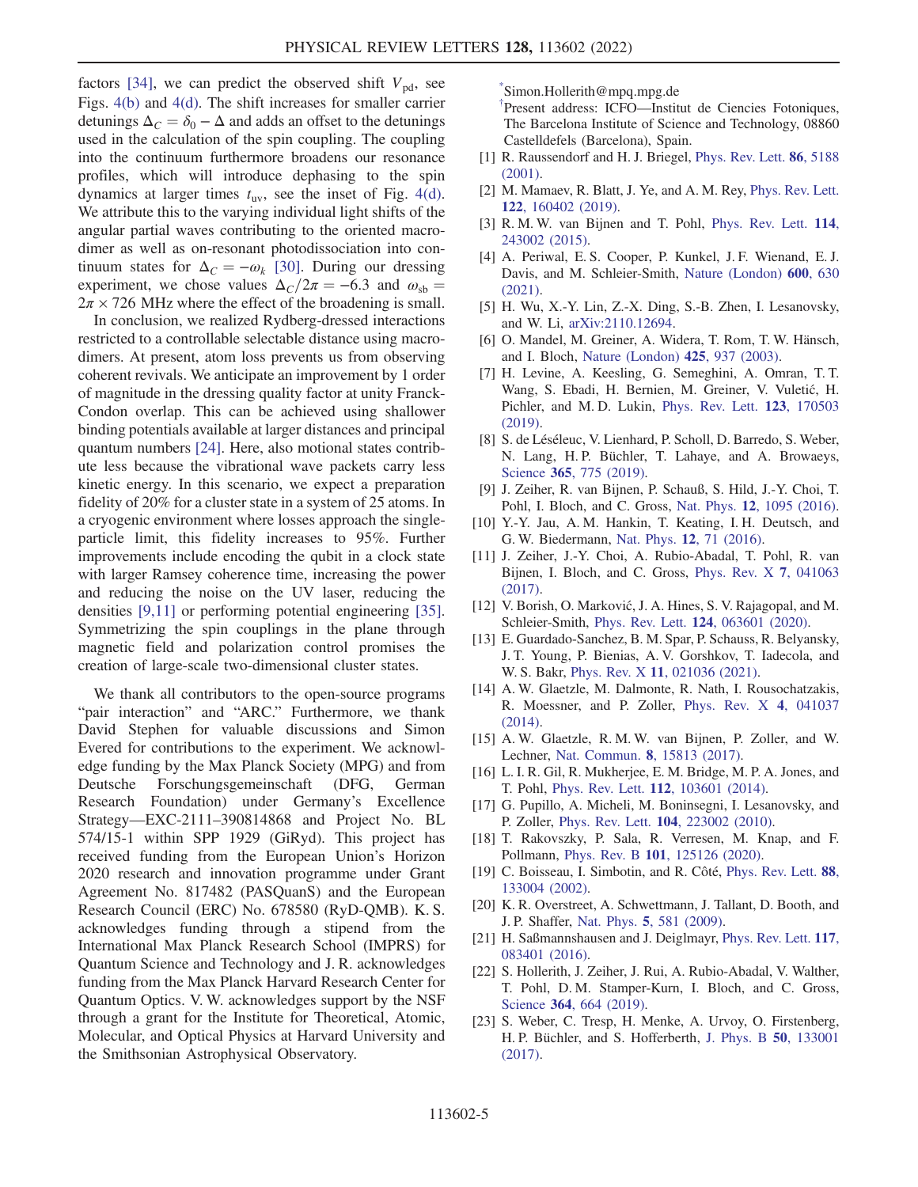factors [34], we can predict the observed shift $V_{pd}$, see Figs. 4(b) and 4(d). The shift increases for smaller carrier detunings $\Delta_C = \delta_0 - \Delta$ and adds an offset to the detunings used in the calculation of the spin coupling. The coupling into the continuum furthermore broadens our resonance profiles, which will introduce dephasing to the spin dynamics at larger times $t_{uv}$, see the inset of Fig. 4(d). We attribute this to the varying individual light shifts of the angular partial waves contributing to the oriented macrodimer as well as on-resonant photodissociation into continuum states for $\Delta_C = -\omega_k$ [30]. During our dressing experiment, we chose values $\Delta_C/2\pi = -6.3$ and $\omega_{sb} = 2\pi \times 726$ MHz where the effect of the broadening is small.

In conclusion, we realized Rydberg-dressed interactions restricted to a controllable selectable distance using macrodimers. At present, atom loss prevents us from observing coherent revivals. We anticipate an improvement by 1 order of magnitude in the dressing quality factor at unity Franck-Condon overlap. This can be achieved using shallower binding potentials available at larger distances and principal quantum numbers [24]. Here, also motional states contribute less because the vibrational wave packets carry less kinetic energy. In this scenario, we expect a preparation fidelity of 20% for a cluster state in a system of 25 atoms. In a cryogenic environment where losses approach the single-particle limit, this fidelity increases to 95%. Further improvements include encoding the qubit in a clock state with larger Ramsey coherence time, increasing the power and reducing the noise on the UV laser, reducing the densities [9,11] or performing potential engineering [35]. Symmetrizing the spin couplings in the plane through magnetic field and polarization control promises the creation of large-scale two-dimensional cluster states.

We thank all contributors to the open-source programs "pair interaction" and "ARC." Furthermore, we thank David Stephen for valuable discussions and Simon Evered for contributions to the experiment. We acknowledge funding by the Max Planck Society (MPG) and from Deutsche Forschungsgemeinschaft (DFG, German Research Foundation) under Germany's Excellence Strategy—EXC-2111–390814868 and Project No. BL 574/15-1 within SPP 1929 (GiRyd). This project has received funding from the European Union's Horizon 2020 research and innovation programme under Grant Agreement No. 817482 (PASQuanS) and the European Research Council (ERC) No. 678580 (RyD-QMB). K. S. acknowledges funding through a stipend from the International Max Planck Research School (IMPRS) for Quantum Science and Technology and J. R. acknowledges funding from the Max Planck Harvard Research Center for Quantum Optics. V. W. acknowledges support by the NSF through a grant for the Institute for Theoretical, Atomic, Molecular, and Optical Physics at Harvard University and the Smithsonian Astrophysical Observatory.

[*]Simon.Hollerith@mpq.mpg.de

[†]Present address: ICFO—Institut de Ciencies Fotoniques, The Barcelona Institute of Science and Technology, 08860 Castelldefels (Barcelona), Spain.

[1] R. Raussendorf and H. J. Briegel, Phys. Rev. Lett. **86**, 5188 (2001).

[2] M. Mamaev, R. Blatt, J. Ye, and A. M. Rey, Phys. Rev. Lett. **122**, 160402 (2019).

[3] R. M. W. van Bijnen and T. Pohl, Phys. Rev. Lett. **114**, 243002 (2015).

[4] A. Periwal, E. S. Cooper, P. Kunkel, J. F. Wienand, E. J. Davis, and M. Schleier-Smith, Nature (London) **600**, 630 (2021).

[5] H. Wu, X.-Y. Lin, Z.-X. Ding, S.-B. Zhen, I. Lesanovsky, and W. Li, arXiv:2110.12694.

[6] O. Mandel, M. Greiner, A. Widera, T. Rom, T. W. Hänsch, and I. Bloch, Nature (London) **425**, 937 (2003).

[7] H. Levine, A. Keesling, G. Semeghini, A. Omran, T. T. Wang, S. Ebadi, H. Bernien, M. Greiner, V. Vuletić, H. Pichler, and M. D. Lukin, Phys. Rev. Lett. **123**, 170503 (2019).

[8] S. de Léséleuc, V. Lienhard, P. Scholl, D. Barredo, S. Weber, N. Lang, H. P. Büchler, T. Lahaye, and A. Browaeys, Science **365**, 775 (2019).

[9] J. Zeiher, R. van Bijnen, P. Schauß, S. Hild, J.-Y. Choi, T. Pohl, I. Bloch, and C. Gross, Nat. Phys. **12**, 1095 (2016).

[10] Y.-Y. Jau, A. M. Hankin, T. Keating, I. H. Deutsch, and G. W. Biedermann, Nat. Phys. **12**, 71 (2016).

[11] J. Zeiher, J.-Y. Choi, A. Rubio-Abadal, T. Pohl, R. van Bijnen, I. Bloch, and C. Gross, Phys. Rev. X **7**, 041063 (2017).

[12] V. Borish, O. Marković, J. A. Hines, S. V. Rajagopal, and M. Schleier-Smith, Phys. Rev. Lett. **124**, 063601 (2020).

[13] E. Guardado-Sanchez, B. M. Spar, P. Schauss, R. Belyansky, J. T. Young, P. Bienias, A. V. Gorshkov, T. Iadecola, and W. S. Bakr, Phys. Rev. X **11**, 021036 (2021).

[14] A. W. Glaetzle, M. Dalmonte, R. Nath, I. Rousochatzakis, R. Moessner, and P. Zoller, Phys. Rev. X **4**, 041037 (2014).

[15] A. W. Glaetzle, R. M. W. van Bijnen, P. Zoller, and W. Lechner, Nat. Commun. **8**, 15813 (2017).

[16] L. I. R. Gil, R. Mukherjee, E. M. Bridge, M. P. A. Jones, and T. Pohl, Phys. Rev. Lett. **112**, 103601 (2014).

[17] G. Pupillo, A. Micheli, M. Boninsegni, I. Lesanovsky, and P. Zoller, Phys. Rev. Lett. **104**, 223002 (2010).

[18] T. Rakovszky, P. Sala, R. Verresen, M. Knap, and F. Pollmann, Phys. Rev. B **101**, 125126 (2020).

[19] C. Boisseau, I. Simbotin, and R. Côté, Phys. Rev. Lett. **88**, 133004 (2002).

[20] K. R. Overstreet, A. Schwettmann, J. Tallant, D. Booth, and J. P. Shaffer, Nat. Phys. **5**, 581 (2009).

[21] H. Saßmannshausen and J. Deiglmayr, Phys. Rev. Lett. **117**, 083401 (2016).

[22] S. Hollerith, J. Zeiher, J. Rui, A. Rubio-Abadal, V. Walther, T. Pohl, D. M. Stamper-Kurn, I. Bloch, and C. Gross, Science **364**, 664 (2019).

[23] S. Weber, C. Tresp, H. Menke, A. Urvoy, O. Firstenberg, H. P. Büchler, and S. Hofferberth, J. Phys. B **50**, 133001 (2017).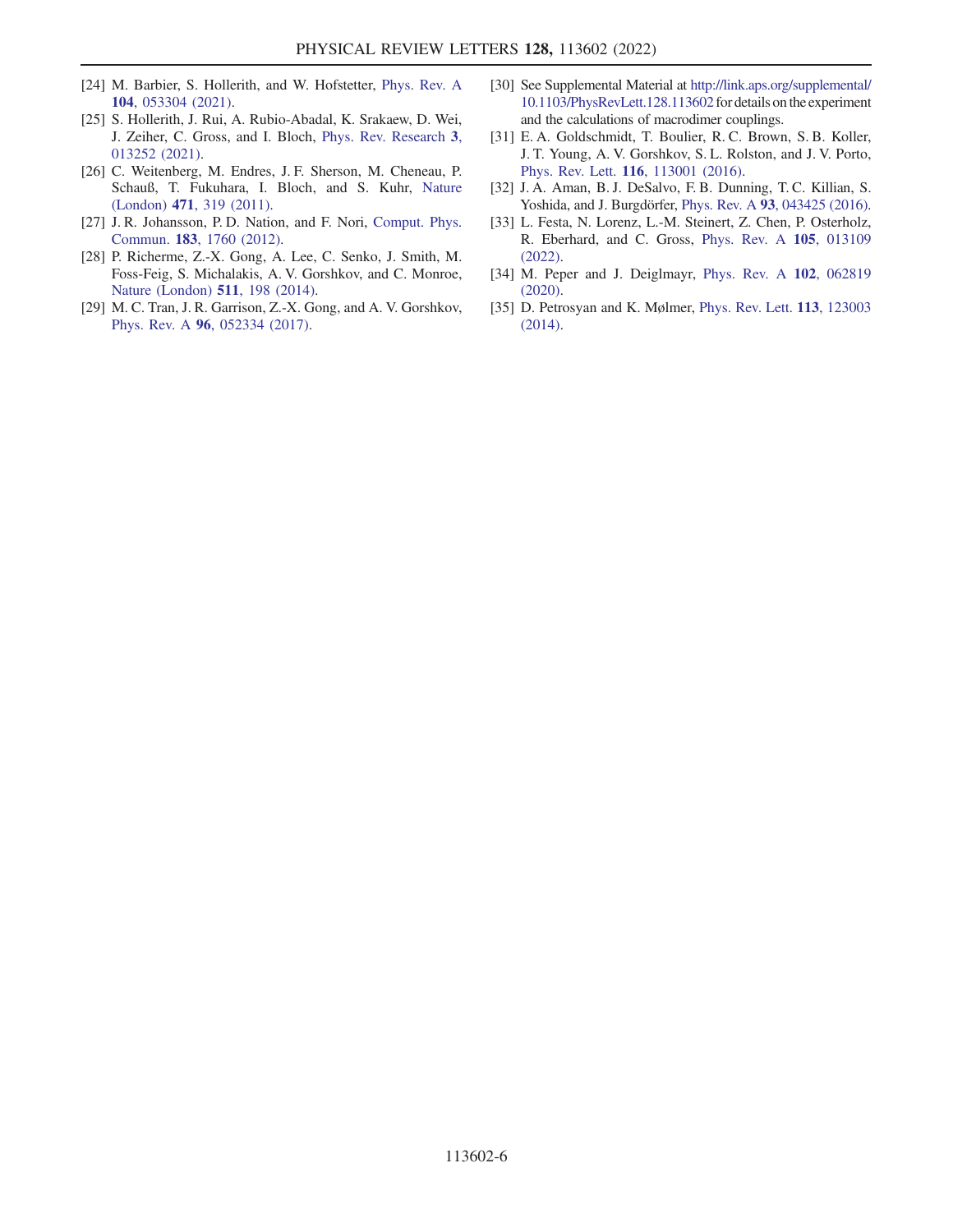[24] M. Barbier, S. Hollerith, and W. Hofstetter, Phys. Rev. A **104**, 053304 (2021).

[25] S. Hollerith, J. Rui, A. Rubio-Abadal, K. Srakaew, D. Wei, J. Zeiher, C. Gross, and I. Bloch, Phys. Rev. Research **3**, 013252 (2021).

[26] C. Weitenberg, M. Endres, J. F. Sherson, M. Cheneau, P. Schauß, T. Fukuhara, I. Bloch, and S. Kuhr, Nature (London) **471**, 319 (2011).

[27] J. R. Johansson, P. D. Nation, and F. Nori, Comput. Phys. Commun. **183**, 1760 (2012).

[28] P. Richerme, Z.-X. Gong, A. Lee, C. Senko, J. Smith, M. Foss-Feig, S. Michalakis, A. V. Gorshkov, and C. Monroe, Nature (London) **511**, 198 (2014).

[29] M. C. Tran, J. R. Garrison, Z.-X. Gong, and A. V. Gorshkov, Phys. Rev. A **96**, 052334 (2017).

[30] See Supplemental Material at http://link.aps.org/supplemental/10.1103/PhysRevLett.128.113602 for details on the experiment and the calculations of macrodimer couplings.

[31] E. A. Goldschmidt, T. Boulier, R. C. Brown, S. B. Koller, J. T. Young, A. V. Gorshkov, S. L. Rolston, and J. V. Porto, Phys. Rev. Lett. **116**, 113001 (2016).

[32] J. A. Aman, B. J. DeSalvo, F. B. Dunning, T. C. Killian, S. Yoshida, and J. Burgdörfer, Phys. Rev. A **93**, 043425 (2016).

[33] L. Festa, N. Lorenz, L.-M. Steinert, Z. Chen, P. Osterholz, R. Eberhard, and C. Gross, Phys. Rev. A **105**, 013109 (2022).

[34] M. Peper and J. Deiglmayr, Phys. Rev. A **102**, 062819 (2020).

[35] D. Petrosyan and K. Mølmer, Phys. Rev. Lett. **113**, 123003 (2014).